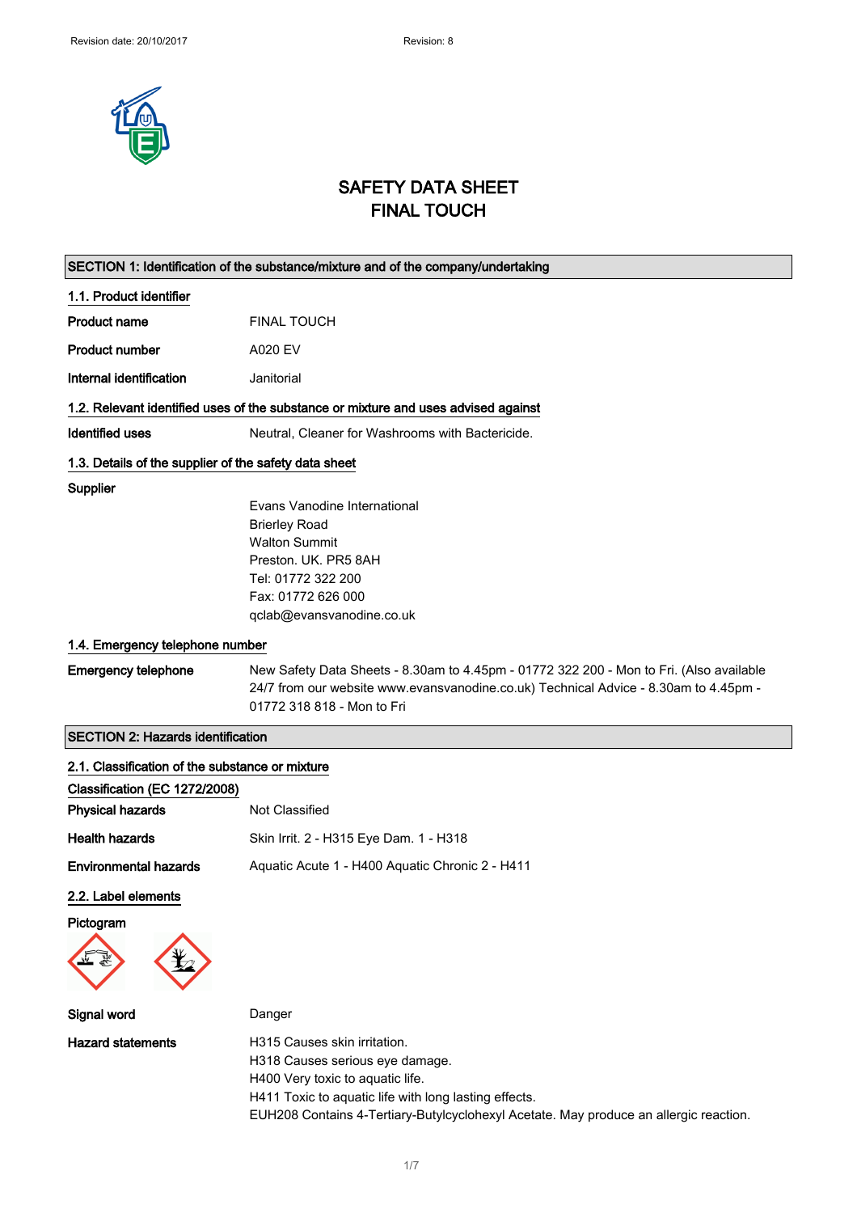Revision date: 20/10/2017 Revision: 8

# SAFETY DATA SHEET
# FINAL TOUCH

## SECTION 1: Identification of the substance/mixture and of the company/undertaking

### 1.1. Product identifier

| | |
|---|---|
| **Product name** | FINAL TOUCH |
| **Product number** | A020 EV |
| **Internal identification** | Janitorial |

### 1.2. Relevant identified uses of the substance or mixture and uses advised against

| | |
|---|---|
| **Identified uses** | Neutral, Cleaner for Washrooms with Bactericide. |

### 1.3. Details of the supplier of the safety data sheet

**Supplier**

Evans Vanodine International
Brierley Road
Walton Summit
Preston. UK. PR5 8AH
Tel: 01772 322 200
Fax: 01772 626 000
qclab@evansvanodine.co.uk

### 1.4. Emergency telephone number

| | |
|---|---|
| **Emergency telephone** | New Safety Data Sheets - 8.30am to 4.45pm - 01772 322 200 - Mon to Fri. (Also available 24/7 from our website www.evansvanodine.co.uk) Technical Advice - 8.30am to 4.45pm - 01772 318 818 - Mon to Fri |

## SECTION 2: Hazards identification

### 2.1. Classification of the substance or mixture

**Classification (EC 1272/2008)**

| | |
|---|---|
| **Physical hazards** | Not Classified |
| **Health hazards** | Skin Irrit. 2 - H315 Eye Dam. 1 - H318 |
| **Environmental hazards** | Aquatic Acute 1 - H400 Aquatic Chronic 2 - H411 |

### 2.2. Label elements

**Pictogram**

**Signal word** Danger

**Hazard statements**

H315 Causes skin irritation.
H318 Causes serious eye damage.
H400 Very toxic to aquatic life.
H411 Toxic to aquatic life with long lasting effects.
EUH208 Contains 4-Tertiary-Butylcyclohexyl Acetate. May produce an allergic reaction.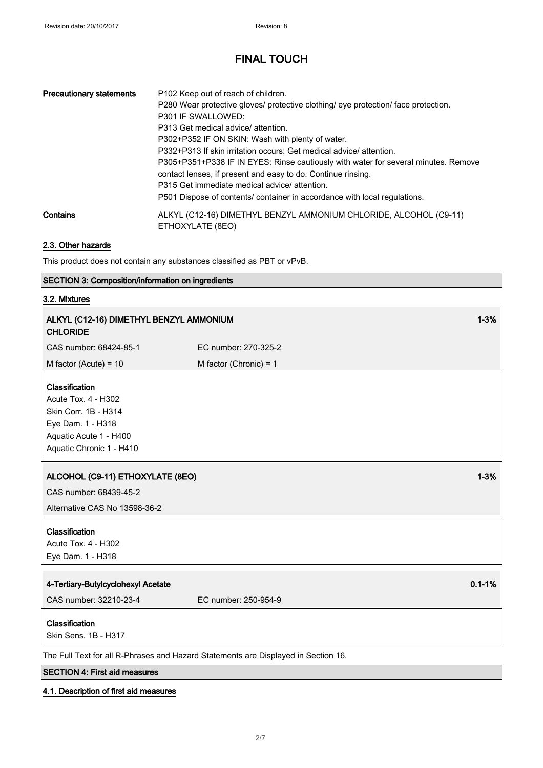| | |
|---|---|
| **Precautionary statements** | P102 Keep out of reach of children.<br>P280 Wear protective gloves/ protective clothing/ eye protection/ face protection.<br>P301 IF SWALLOWED:<br>P313 Get medical advice/ attention.<br>P302+P352 IF ON SKIN: Wash with plenty of water.<br>P332+P313 If skin irritation occurs: Get medical advice/ attention.<br>P305+P351+P338 IF IN EYES: Rinse cautiously with water for several minutes. Remove contact lenses, if present and easy to do. Continue rinsing.<br>P315 Get immediate medical advice/ attention.<br>P501 Dispose of contents/ container in accordance with local regulations. |
| **Contains** | ALKYL (C12-16) DIMETHYL BENZYL AMMONIUM CHLORIDE, ALCOHOL (C9-11) ETHOXYLATE (8EO) |

### 2.3. Other hazards

This product does not contain any substances classified as PBT or vPvB.

## SECTION 3: Composition/information on ingredients

### 3.2. Mixtures

| ALKYL (C12-16) DIMETHYL BENZYL AMMONIUM CHLORIDE | | 1-3% |
|---|---|---|
| CAS number: 68424-85-1 | EC number: 270-325-2 | |
| M factor (Acute) = 10 | M factor (Chronic) = 1 | |

**Classification**
Acute Tox. 4 - H302
Skin Corr. 1B - H314
Eye Dam. 1 - H318
Aquatic Acute 1 - H400
Aquatic Chronic 1 - H410

| ALCOHOL (C9-11) ETHOXYLATE (8EO) | 1-3% |
|---|---|
| CAS number: 68439-45-2 | |
| Alternative CAS No 13598-36-2 | |

**Classification**
Acute Tox. 4 - H302
Eye Dam. 1 - H318

| 4-Tertiary-Butylcyclohexyl Acetate | | 0.1-1% |
|---|---|---|
| CAS number: 32210-23-4 | EC number: 250-954-9 | |

**Classification**
Skin Sens. 1B - H317

The Full Text for all R-Phrases and Hazard Statements are Displayed in Section 16.

## SECTION 4: First aid measures

### 4.1. Description of first aid measures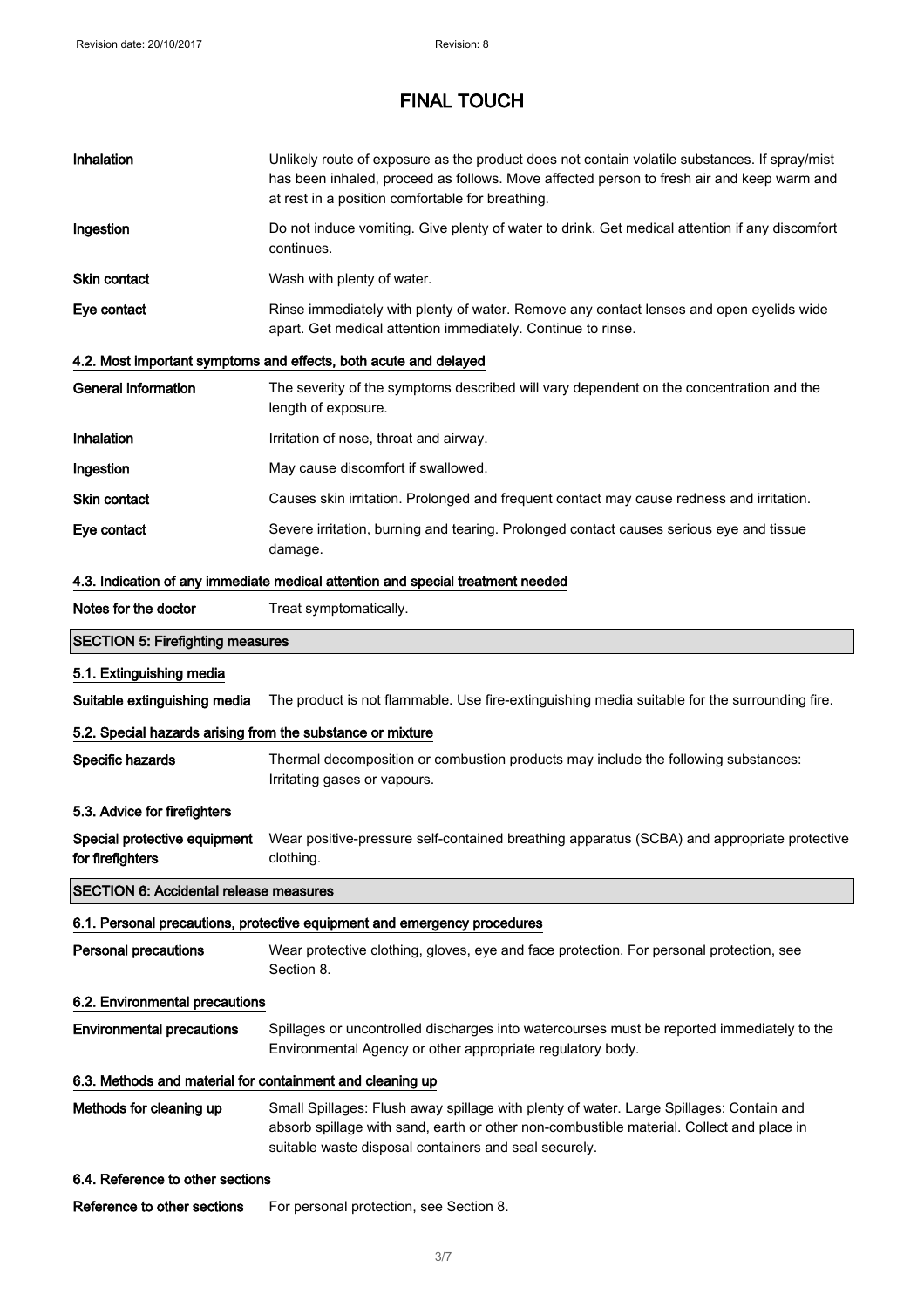# FINAL TOUCH

| | |
|---|---|
| **Inhalation** | Unlikely route of exposure as the product does not contain volatile substances. If spray/mist has been inhaled, proceed as follows. Move affected person to fresh air and keep warm and at rest in a position comfortable for breathing. |
| **Ingestion** | Do not induce vomiting. Give plenty of water to drink. Get medical attention if any discomfort continues. |
| **Skin contact** | Wash with plenty of water. |
| **Eye contact** | Rinse immediately with plenty of water. Remove any contact lenses and open eyelids wide apart. Get medical attention immediately. Continue to rinse. |

### 4.2. Most important symptoms and effects, both acute and delayed

| | |
|---|---|
| **General information** | The severity of the symptoms described will vary dependent on the concentration and the length of exposure. |
| **Inhalation** | Irritation of nose, throat and airway. |
| **Ingestion** | May cause discomfort if swallowed. |
| **Skin contact** | Causes skin irritation. Prolonged and frequent contact may cause redness and irritation. |
| **Eye contact** | Severe irritation, burning and tearing. Prolonged contact causes serious eye and tissue damage. |

### 4.3. Indication of any immediate medical attention and special treatment needed

| | |
|---|---|
| **Notes for the doctor** | Treat symptomatically. |

## SECTION 5: Firefighting measures

### 5.1. Extinguishing media

| | |
|---|---|
| **Suitable extinguishing media** | The product is not flammable. Use fire-extinguishing media suitable for the surrounding fire. |

### 5.2. Special hazards arising from the substance or mixture

| | |
|---|---|
| **Specific hazards** | Thermal decomposition or combustion products may include the following substances: Irritating gases or vapours. |

### 5.3. Advice for firefighters

| | |
|---|---|
| **Special protective equipment for firefighters** | Wear positive-pressure self-contained breathing apparatus (SCBA) and appropriate protective clothing. |

## SECTION 6: Accidental release measures

### 6.1. Personal precautions, protective equipment and emergency procedures

| | |
|---|---|
| **Personal precautions** | Wear protective clothing, gloves, eye and face protection. For personal protection, see Section 8. |

### 6.2. Environmental precautions

| | |
|---|---|
| **Environmental precautions** | Spillages or uncontrolled discharges into watercourses must be reported immediately to the Environmental Agency or other appropriate regulatory body. |

### 6.3. Methods and material for containment and cleaning up

| | |
|---|---|
| **Methods for cleaning up** | Small Spillages: Flush away spillage with plenty of water. Large Spillages: Contain and absorb spillage with sand, earth or other non-combustible material. Collect and place in suitable waste disposal containers and seal securely. |

### 6.4. Reference to other sections

| | |
|---|---|
| **Reference to other sections** | For personal protection, see Section 8. |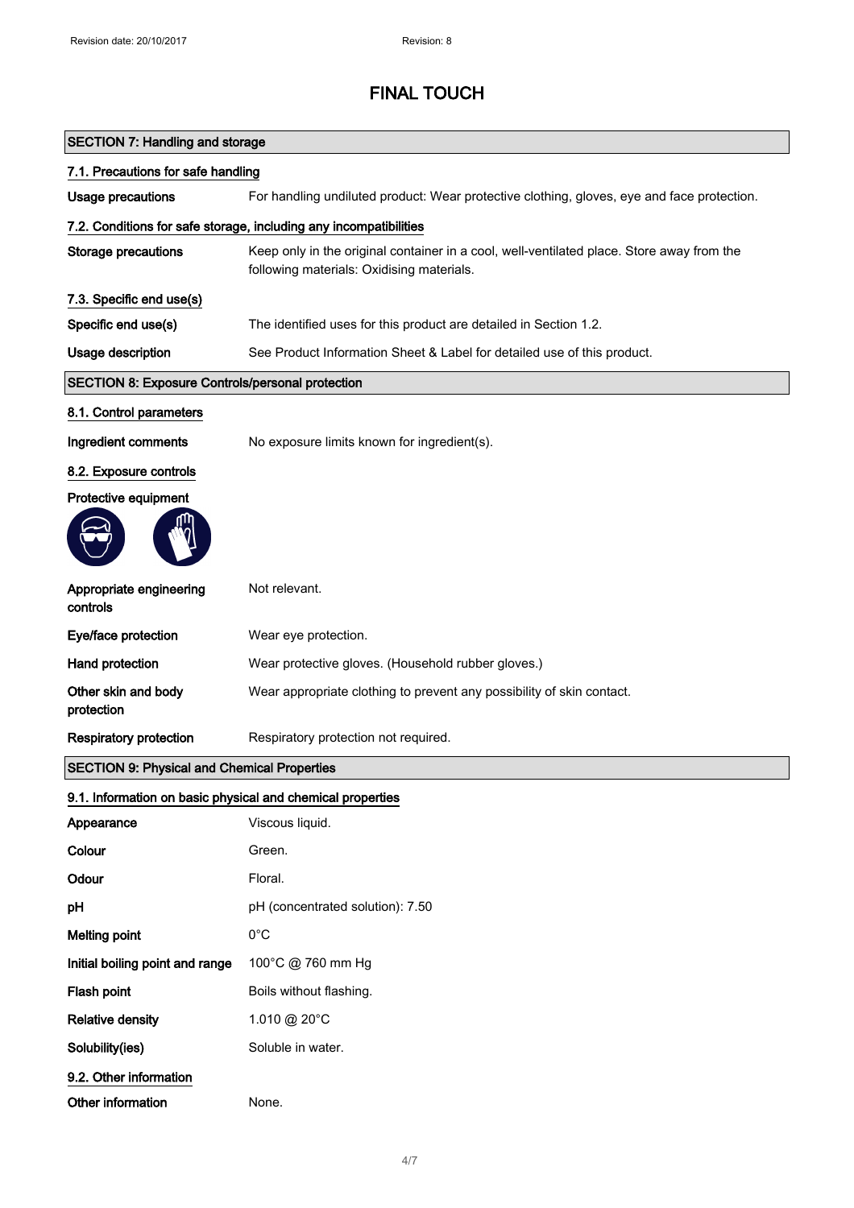# FINAL TOUCH

## SECTION 7: Handling and storage

### 7.1. Precautions for safe handling

**Usage precautions** For handling undiluted product: Wear protective clothing, gloves, eye and face protection.

### 7.2. Conditions for safe storage, including any incompatibilities

**Storage precautions** Keep only in the original container in a cool, well-ventilated place. Store away from the following materials: Oxidising materials.

### 7.3. Specific end use(s)

**Specific end use(s)** The identified uses for this product are detailed in Section 1.2.

**Usage description** See Product Information Sheet & Label for detailed use of this product.

## SECTION 8: Exposure Controls/personal protection

### 8.1. Control parameters

**Ingredient comments** No exposure limits known for ingredient(s).

### 8.2. Exposure controls

**Protective equipment**

**Appropriate engineering controls** Not relevant.

**Eye/face protection** Wear eye protection.

**Hand protection** Wear protective gloves. (Household rubber gloves.)

**Other skin and body protection** Wear appropriate clothing to prevent any possibility of skin contact.

**Respiratory protection** Respiratory protection not required.

## SECTION 9: Physical and Chemical Properties

### 9.1. Information on basic physical and chemical properties

**Appearance** Viscous liquid.

**Colour** Green.

**Odour** Floral.

**pH** pH (concentrated solution): 7.50

**Melting point** 0°C

**Initial boiling point and range** 100°C @ 760 mm Hg

**Flash point** Boils without flashing.

**Relative density** 1.010 @ 20°C

**Solubility(ies)** Soluble in water.

### 9.2. Other information

**Other information** None.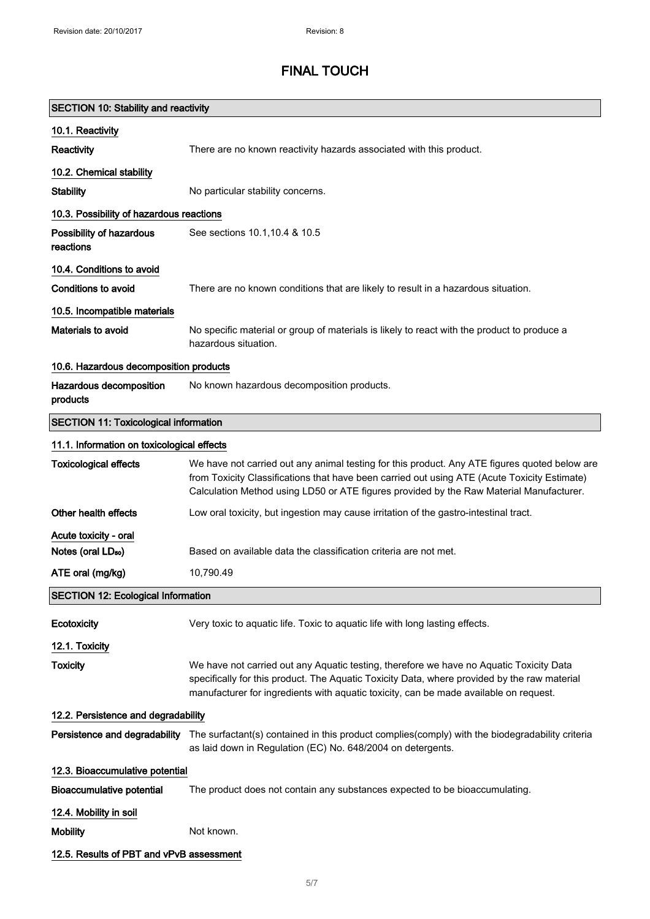# FINAL TOUCH

## SECTION 10: Stability and reactivity

### 10.1. Reactivity

**Reactivity** There are no known reactivity hazards associated with this product.

### 10.2. Chemical stability

**Stability** No particular stability concerns.

### 10.3. Possibility of hazardous reactions

**Possibility of hazardous reactions** See sections 10.1,10.4 & 10.5

### 10.4. Conditions to avoid

**Conditions to avoid** There are no known conditions that are likely to result in a hazardous situation.

### 10.5. Incompatible materials

**Materials to avoid** No specific material or group of materials is likely to react with the product to produce a hazardous situation.

### 10.6. Hazardous decomposition products

**Hazardous decomposition products** No known hazardous decomposition products.

## SECTION 11: Toxicological information

### 11.1. Information on toxicological effects

**Toxicological effects** We have not carried out any animal testing for this product. Any ATE figures quoted below are from Toxicity Classifications that have been carried out using ATE (Acute Toxicity Estimate) Calculation Method using LD50 or ATE figures provided by the Raw Material Manufacturer.

**Other health effects** Low oral toxicity, but ingestion may cause irritation of the gastro-intestinal tract.

**Acute toxicity - oral**

**Notes (oral $LD_{50}$)** Based on available data the classification criteria are not met.

**ATE oral (mg/kg)** 10,790.49

## SECTION 12: Ecological Information

**Ecotoxicity** Very toxic to aquatic life. Toxic to aquatic life with long lasting effects.

### 12.1. Toxicity

**Toxicity** We have not carried out any Aquatic testing, therefore we have no Aquatic Toxicity Data specifically for this product. The Aquatic Toxicity Data, where provided by the raw material manufacturer for ingredients with aquatic toxicity, can be made available on request.

### 12.2. Persistence and degradability

**Persistence and degradability** The surfactant(s) contained in this product complies(comply) with the biodegradability criteria as laid down in Regulation (EC) No. 648/2004 on detergents.

### 12.3. Bioaccumulative potential

**Bioaccumulative potential** The product does not contain any substances expected to be bioaccumulating.

### 12.4. Mobility in soil

**Mobility** Not known.

### 12.5. Results of PBT and vPvB assessment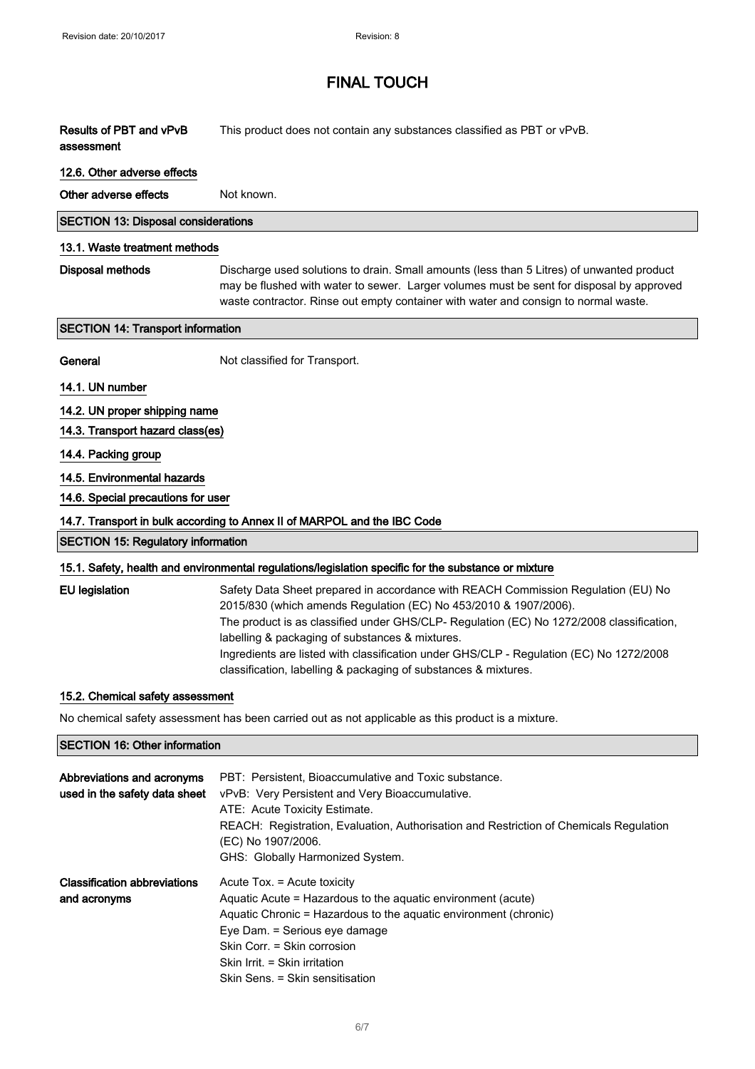**Results of PBT and vPvB assessment** This product does not contain any substances classified as PBT or vPvB.

### 12.6. Other adverse effects

**Other adverse effects** Not known.

## SECTION 13: Disposal considerations

### 13.1. Waste treatment methods

**Disposal methods** Discharge used solutions to drain. Small amounts (less than 5 Litres) of unwanted product may be flushed with water to sewer. Larger volumes must be sent for disposal by approved waste contractor. Rinse out empty container with water and consign to normal waste.

## SECTION 14: Transport information

**General** Not classified for Transport.

### 14.1. UN number

### 14.2. UN proper shipping name

### 14.3. Transport hazard class(es)

### 14.4. Packing group

### 14.5. Environmental hazards

### 14.6. Special precautions for user

### 14.7. Transport in bulk according to Annex II of MARPOL and the IBC Code

## SECTION 15: Regulatory information

### 15.1. Safety, health and environmental regulations/legislation specific for the substance or mixture

**EU legislation** Safety Data Sheet prepared in accordance with REACH Commission Regulation (EU) No 2015/830 (which amends Regulation (EC) No 453/2010 & 1907/2006).
The product is as classified under GHS/CLP- Regulation (EC) No 1272/2008 classification, labelling & packaging of substances & mixtures.
Ingredients are listed with classification under GHS/CLP - Regulation (EC) No 1272/2008 classification, labelling & packaging of substances & mixtures.

### 15.2. Chemical safety assessment

No chemical safety assessment has been carried out as not applicable as this product is a mixture.

## SECTION 16: Other information

**Abbreviations and acronyms used in the safety data sheet**
PBT: Persistent, Bioaccumulative and Toxic substance.
vPvB: Very Persistent and Very Bioaccumulative.
ATE: Acute Toxicity Estimate.
REACH: Registration, Evaluation, Authorisation and Restriction of Chemicals Regulation (EC) No 1907/2006.
GHS: Globally Harmonized System.

**Classification abbreviations and acronyms**
Acute Tox. = Acute toxicity
Aquatic Acute = Hazardous to the aquatic environment (acute)
Aquatic Chronic = Hazardous to the aquatic environment (chronic)
Eye Dam. = Serious eye damage
Skin Corr. = Skin corrosion
Skin Irrit. = Skin irritation
Skin Sens. = Skin sensitisation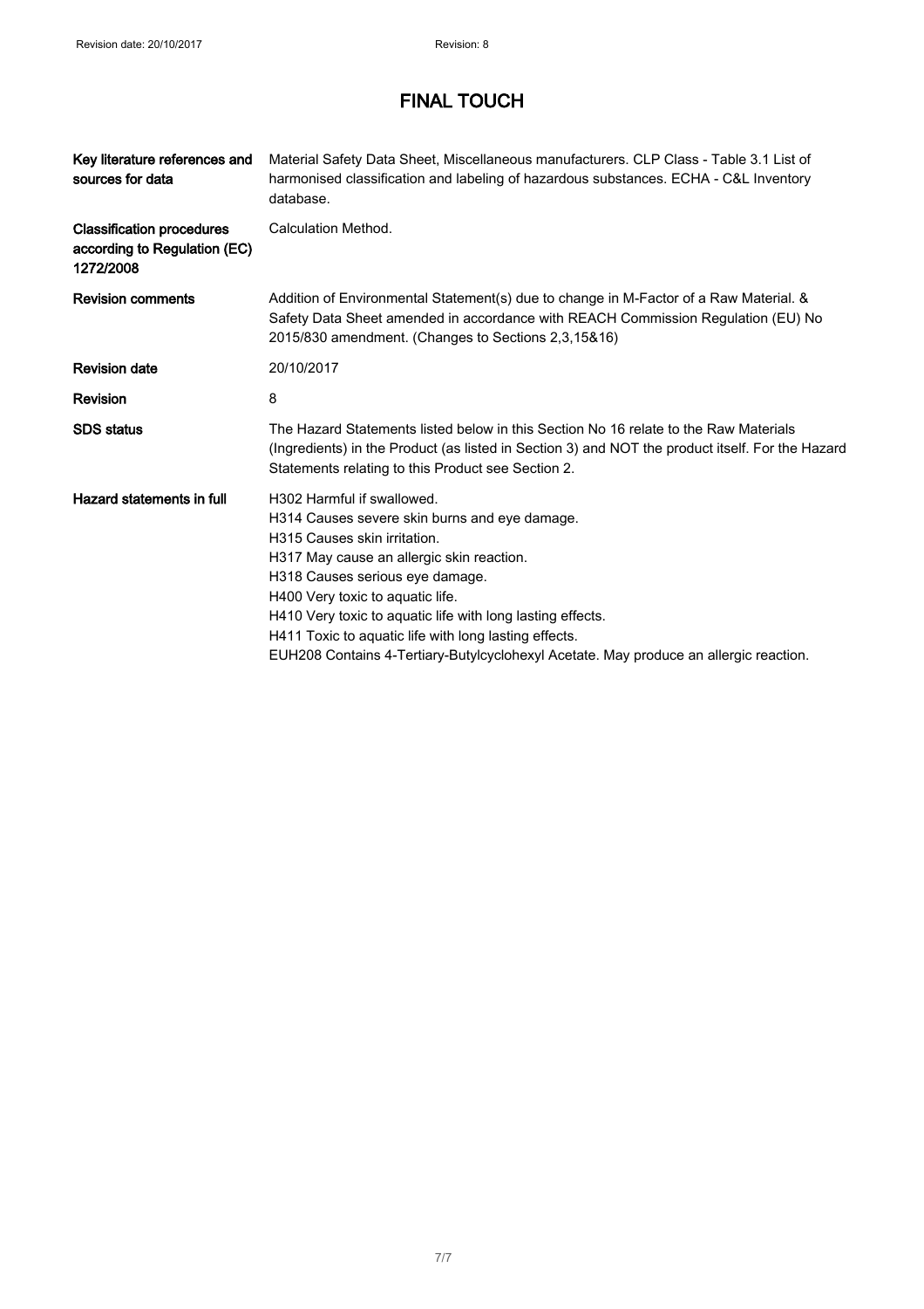# FINAL TOUCH

| | |
|---|---|
| **Key literature references and sources for data** | Material Safety Data Sheet, Miscellaneous manufacturers. CLP Class - Table 3.1 List of harmonised classification and labeling of hazardous substances. ECHA - C&L Inventory database. |
| **Classification procedures according to Regulation (EC) 1272/2008** | Calculation Method. |
| **Revision comments** | Addition of Environmental Statement(s) due to change in M-Factor of a Raw Material. & Safety Data Sheet amended in accordance with REACH Commission Regulation (EU) No 2015/830 amendment. (Changes to Sections 2,3,15&16) |
| **Revision date** | 20/10/2017 |
| **Revision** | 8 |
| **SDS status** | The Hazard Statements listed below in this Section No 16 relate to the Raw Materials (Ingredients) in the Product (as listed in Section 3) and NOT the product itself. For the Hazard Statements relating to this Product see Section 2. |
| **Hazard statements in full** | H302 Harmful if swallowed.<br>H314 Causes severe skin burns and eye damage.<br>H315 Causes skin irritation.<br>H317 May cause an allergic skin reaction.<br>H318 Causes serious eye damage.<br>H400 Very toxic to aquatic life.<br>H410 Very toxic to aquatic life with long lasting effects.<br>H411 Toxic to aquatic life with long lasting effects.<br>EUH208 Contains 4-Tertiary-Butylcyclohexyl Acetate. May produce an allergic reaction. |